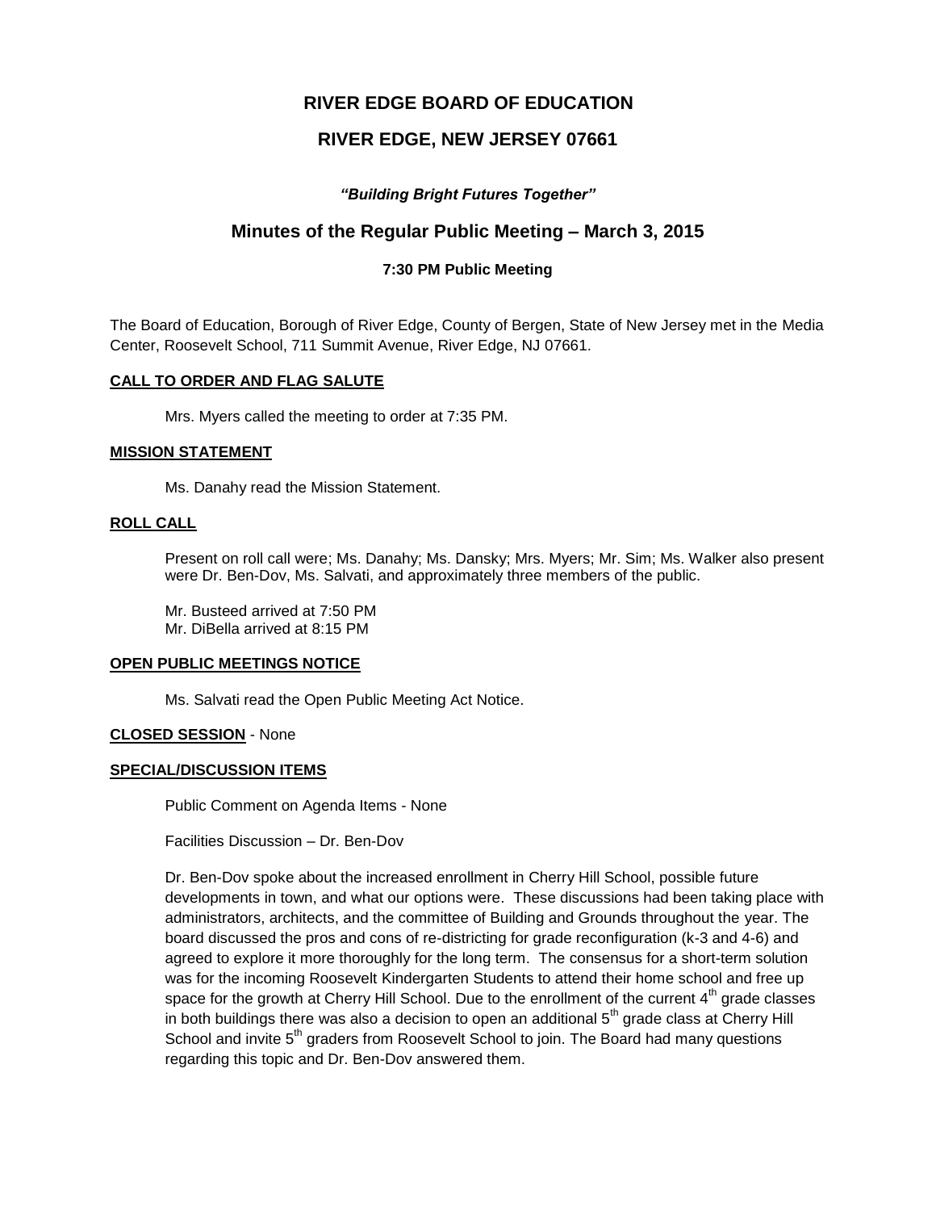# RIVER EDGE BOARD OF EDUCATION

## RIVER EDGE, NEW JERSEY 07661

***"Building Bright Futures Together"***

## Minutes of the Regular Public Meeting – March 3, 2015

**7:30 PM Public Meeting**

The Board of Education, Borough of River Edge, County of Bergen, State of New Jersey met in the Media Center, Roosevelt School, 711 Summit Avenue, River Edge, NJ 07661.

**CALL TO ORDER AND FLAG SALUTE**

Mrs. Myers called the meeting to order at 7:35 PM.

**MISSION STATEMENT**

Ms. Danahy read the Mission Statement.

**ROLL CALL**

Present on roll call were; Ms. Danahy; Ms. Dansky; Mrs. Myers; Mr. Sim; Ms. Walker also present were Dr. Ben-Dov, Ms. Salvati, and approximately three members of the public.

Mr. Busteed arrived at 7:50 PM
Mr. DiBella arrived at 8:15 PM

**OPEN PUBLIC MEETINGS NOTICE**

Ms. Salvati read the Open Public Meeting Act Notice.

**CLOSED SESSION** - None

**SPECIAL/DISCUSSION ITEMS**

Public Comment on Agenda Items - None

Facilities Discussion – Dr. Ben-Dov

Dr. Ben-Dov spoke about the increased enrollment in Cherry Hill School, possible future developments in town, and what our options were. These discussions had been taking place with administrators, architects, and the committee of Building and Grounds throughout the year. The board discussed the pros and cons of re-districting for grade reconfiguration (k-3 and 4-6) and agreed to explore it more thoroughly for the long term. The consensus for a short-term solution was for the incoming Roosevelt Kindergarten Students to attend their home school and free up space for the growth at Cherry Hill School. Due to the enrollment of the current 4th grade classes in both buildings there was also a decision to open an additional 5th grade class at Cherry Hill School and invite 5th graders from Roosevelt School to join. The Board had many questions regarding this topic and Dr. Ben-Dov answered them.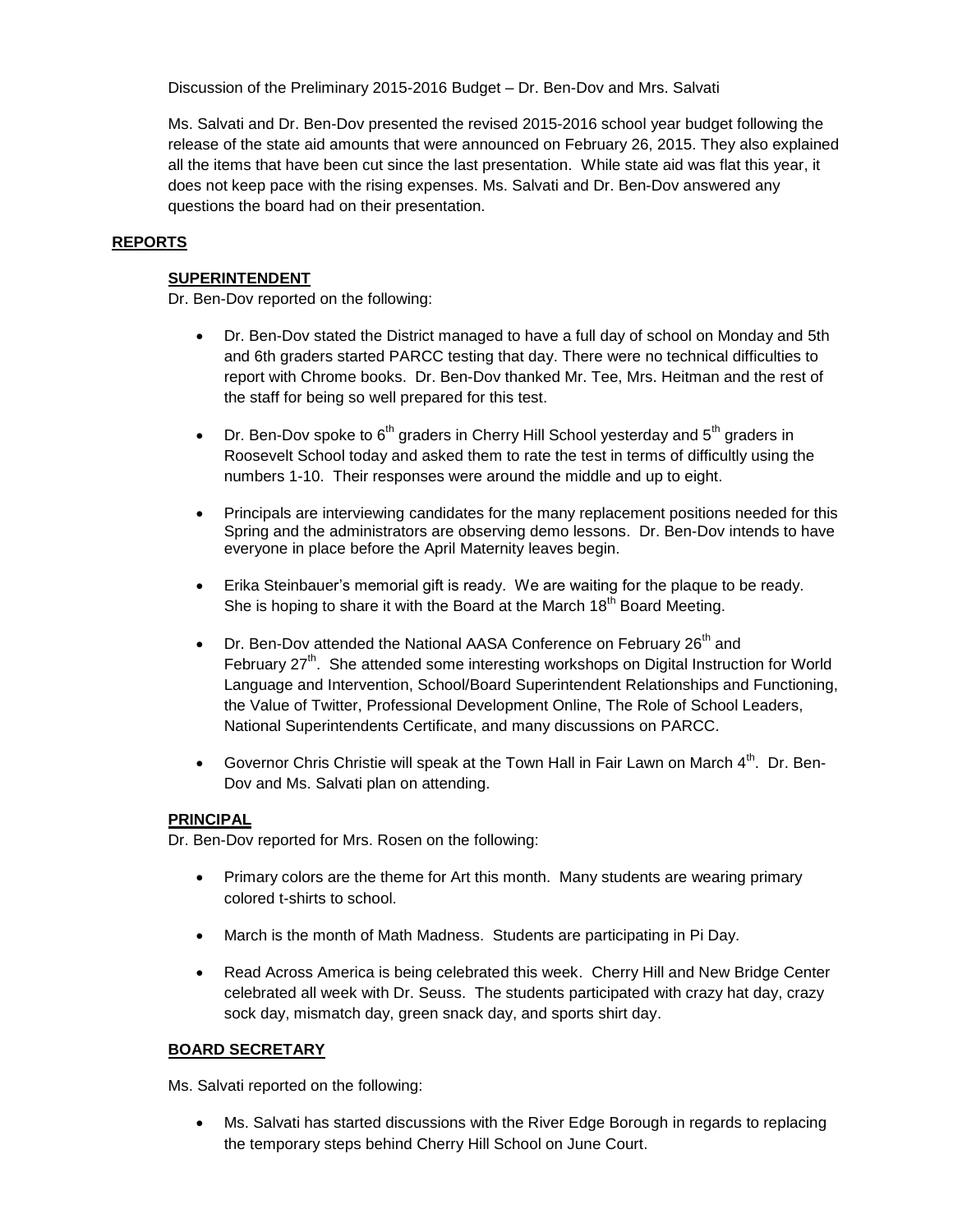Discussion of the Preliminary 2015-2016 Budget – Dr. Ben-Dov and Mrs. Salvati

Ms. Salvati and Dr. Ben-Dov presented the revised 2015-2016 school year budget following the release of the state aid amounts that were announced on February 26, 2015. They also explained all the items that have been cut since the last presentation. While state aid was flat this year, it does not keep pace with the rising expenses. Ms. Salvati and Dr. Ben-Dov answered any questions the board had on their presentation.

## REPORTS

### SUPERINTENDENT

Dr. Ben-Dov reported on the following:

- Dr. Ben-Dov stated the District managed to have a full day of school on Monday and 5th and 6th graders started PARCC testing that day. There were no technical difficulties to report with Chrome books. Dr. Ben-Dov thanked Mr. Tee, Mrs. Heitman and the rest of the staff for being so well prepared for this test.

- Dr. Ben-Dov spoke to 6th graders in Cherry Hill School yesterday and 5th graders in Roosevelt School today and asked them to rate the test in terms of difficultly using the numbers 1-10. Their responses were around the middle and up to eight.

- Principals are interviewing candidates for the many replacement positions needed for this Spring and the administrators are observing demo lessons. Dr. Ben-Dov intends to have everyone in place before the April Maternity leaves begin.

- Erika Steinbauer's memorial gift is ready. We are waiting for the plaque to be ready. She is hoping to share it with the Board at the March 18th Board Meeting.

- Dr. Ben-Dov attended the National AASA Conference on February 26th and February 27th. She attended some interesting workshops on Digital Instruction for World Language and Intervention, School/Board Superintendent Relationships and Functioning, the Value of Twitter, Professional Development Online, The Role of School Leaders, National Superintendents Certificate, and many discussions on PARCC.

- Governor Chris Christie will speak at the Town Hall in Fair Lawn on March 4th. Dr. Ben-Dov and Ms. Salvati plan on attending.

### PRINCIPAL

Dr. Ben-Dov reported for Mrs. Rosen on the following:

- Primary colors are the theme for Art this month. Many students are wearing primary colored t-shirts to school.

- March is the month of Math Madness. Students are participating in Pi Day.

- Read Across America is being celebrated this week. Cherry Hill and New Bridge Center celebrated all week with Dr. Seuss. The students participated with crazy hat day, crazy sock day, mismatch day, green snack day, and sports shirt day.

### BOARD SECRETARY

Ms. Salvati reported on the following:

- Ms. Salvati has started discussions with the River Edge Borough in regards to replacing the temporary steps behind Cherry Hill School on June Court.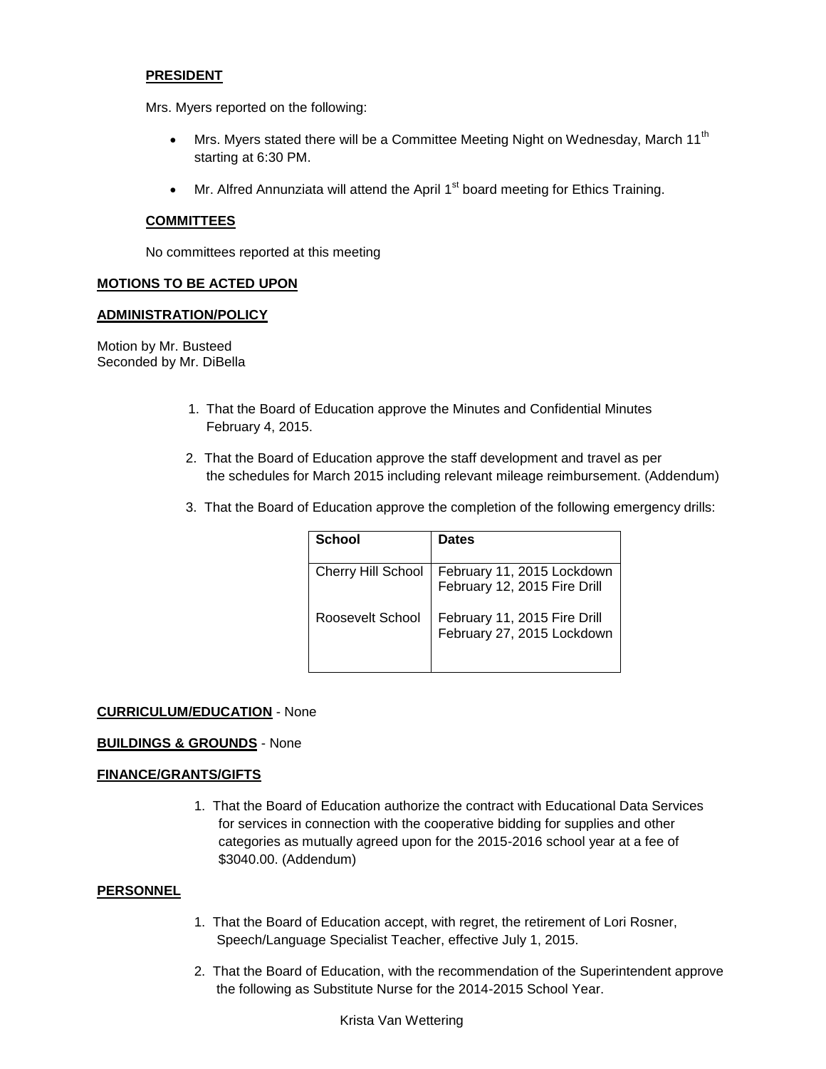**PRESIDENT**

Mrs. Myers reported on the following:

- Mrs. Myers stated there will be a Committee Meeting Night on Wednesday, March 11th starting at 6:30 PM.
- Mr. Alfred Annunziata will attend the April 1st board meeting for Ethics Training.

**COMMITTEES**

No committees reported at this meeting

**MOTIONS TO BE ACTED UPON**

**ADMINISTRATION/POLICY**

Motion by Mr. Busteed
Seconded by Mr. DiBella

1. That the Board of Education approve the Minutes and Confidential Minutes February 4, 2015.
2. That the Board of Education approve the staff development and travel as per the schedules for March 2015 including relevant mileage reimbursement. (Addendum)
3. That the Board of Education approve the completion of the following emergency drills:

| School | Dates |
|---|---|
| Cherry Hill School | February 11, 2015 Lockdown<br>February 12, 2015 Fire Drill |
| Roosevelt School | February 11, 2015 Fire Drill<br>February 27, 2015 Lockdown |

**CURRICULUM/EDUCATION** - None

**BUILDINGS & GROUNDS** - None

**FINANCE/GRANTS/GIFTS**

1. That the Board of Education authorize the contract with Educational Data Services for services in connection with the cooperative bidding for supplies and other categories as mutually agreed upon for the 2015-2016 school year at a fee of $3040.00. (Addendum)

**PERSONNEL**

1. That the Board of Education accept, with regret, the retirement of Lori Rosner, Speech/Language Specialist Teacher, effective July 1, 2015.
2. That the Board of Education, with the recommendation of the Superintendent approve the following as Substitute Nurse for the 2014-2015 School Year.

Krista Van Wettering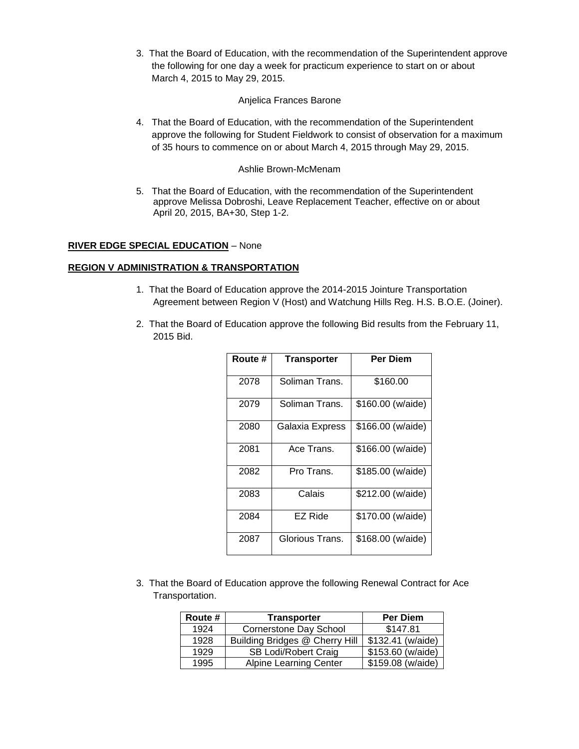3. That the Board of Education, with the recommendation of the Superintendent approve the following for one day a week for practicum experience to start on or about March 4, 2015 to May 29, 2015.

   Anjelica Frances Barone

4. That the Board of Education, with the recommendation of the Superintendent approve the following for Student Fieldwork to consist of observation for a maximum of 35 hours to commence on or about March 4, 2015 through May 29, 2015.

   Ashlie Brown-McMenam

5. That the Board of Education, with the recommendation of the Superintendent approve Melissa Dobroshi, Leave Replacement Teacher, effective on or about April 20, 2015, BA+30, Step 1-2.

**RIVER EDGE SPECIAL EDUCATION** – None

**REGION V ADMINISTRATION & TRANSPORTATION**

1. That the Board of Education approve the 2014-2015 Jointure Transportation Agreement between Region V (Host) and Watchung Hills Reg. H.S. B.O.E. (Joiner).

2. That the Board of Education approve the following Bid results from the February 11, 2015 Bid.

| Route # | Transporter | Per Diem |
|---|---|---|
| 2078 | Soliman Trans. | $160.00 |
| 2079 | Soliman Trans. | $160.00 (w/aide) |
| 2080 | Galaxia Express | $166.00 (w/aide) |
| 2081 | Ace Trans. | $166.00 (w/aide) |
| 2082 | Pro Trans. | $185.00 (w/aide) |
| 2083 | Calais | $212.00 (w/aide) |
| 2084 | EZ Ride | $170.00 (w/aide) |
| 2087 | Glorious Trans. | $168.00 (w/aide) |

3. That the Board of Education approve the following Renewal Contract for Ace Transportation.

| Route # | Transporter | Per Diem |
|---|---|---|
| 1924 | Cornerstone Day School | $147.81 |
| 1928 | Building Bridges @ Cherry Hill | $132.41 (w/aide) |
| 1929 | SB Lodi/Robert Craig | $153.60 (w/aide) |
| 1995 | Alpine Learning Center | $159.08 (w/aide) |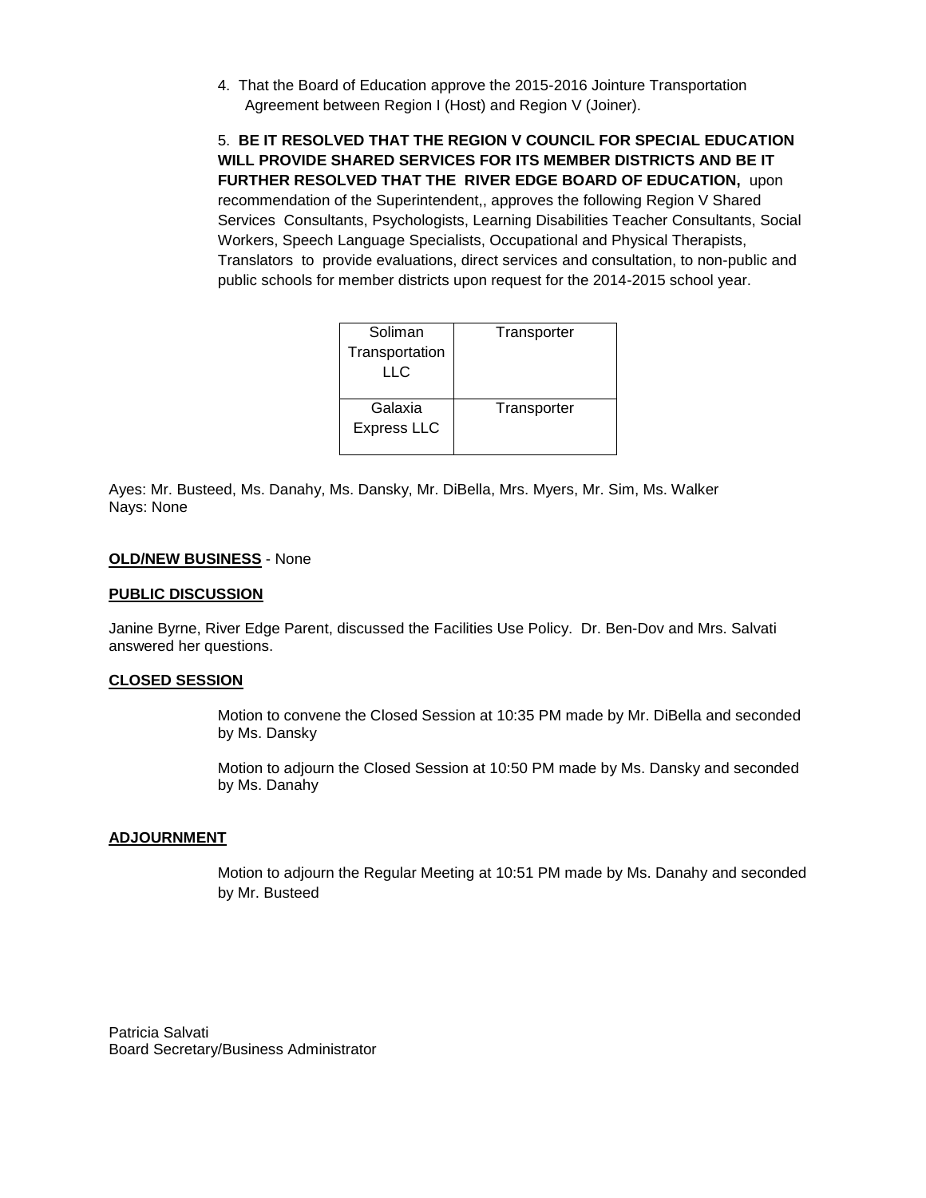4. That the Board of Education approve the 2015-2016 Jointure Transportation Agreement between Region I (Host) and Region V (Joiner).

5. **BE IT RESOLVED THAT THE REGION V COUNCIL FOR SPECIAL EDUCATION WILL PROVIDE SHARED SERVICES FOR ITS MEMBER DISTRICTS AND BE IT FURTHER RESOLVED THAT THE RIVER EDGE BOARD OF EDUCATION,** upon recommendation of the Superintendent,, approves the following Region V Shared Services Consultants, Psychologists, Learning Disabilities Teacher Consultants, Social Workers, Speech Language Specialists, Occupational and Physical Therapists, Translators to provide evaluations, direct services and consultation, to non-public and public schools for member districts upon request for the 2014-2015 school year.

| | |
|---|---|
| Soliman Transportation LLC | Transporter |
| Galaxia Express LLC | Transporter |

Ayes: Mr. Busteed, Ms. Danahy, Ms. Dansky, Mr. DiBella, Mrs. Myers, Mr. Sim, Ms. Walker
Nays: None

**OLD/NEW BUSINESS** - None

**PUBLIC DISCUSSION**

Janine Byrne, River Edge Parent, discussed the Facilities Use Policy. Dr. Ben-Dov and Mrs. Salvati answered her questions.

**CLOSED SESSION**

Motion to convene the Closed Session at 10:35 PM made by Mr. DiBella and seconded by Ms. Dansky

Motion to adjourn the Closed Session at 10:50 PM made by Ms. Dansky and seconded by Ms. Danahy

**ADJOURNMENT**

Motion to adjourn the Regular Meeting at 10:51 PM made by Ms. Danahy and seconded by Mr. Busteed

Patricia Salvati
Board Secretary/Business Administrator